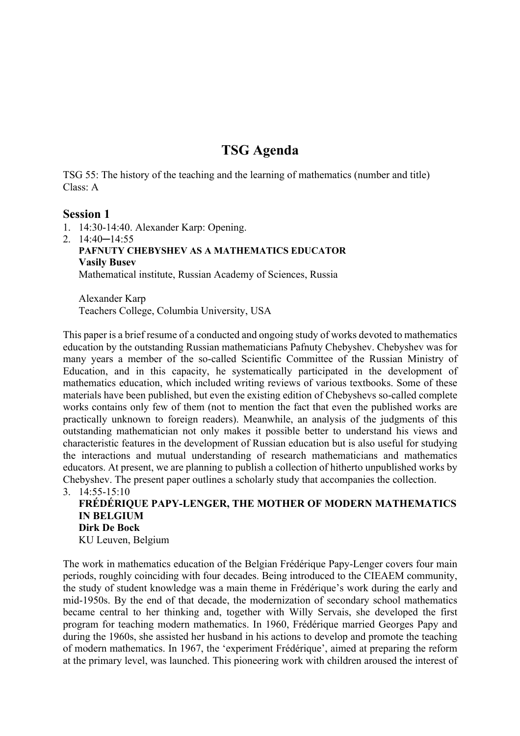# TSG Agenda

TSG 55: The history of the teaching and the learning of mathematics (number and title)
Class: A

## Session 1

1. 14:30-14:40. Alexander Karp: Opening.
2. 14:40–14:55
   **PAFNUTY CHEBYSHEV AS A MATHEMATICS EDUCATOR**
   **Vasily Busev**
   Mathematical institute, Russian Academy of Sciences, Russia

   Alexander Karp
   Teachers College, Columbia University, USA

This paper is a brief resume of a conducted and ongoing study of works devoted to mathematics education by the outstanding Russian mathematicians Pafnuty Chebyshev. Chebyshev was for many years a member of the so-called Scientific Committee of the Russian Ministry of Education, and in this capacity, he systematically participated in the development of mathematics education, which included writing reviews of various textbooks. Some of these materials have been published, but even the existing edition of Chebyshevs so-called complete works contains only few of them (not to mention the fact that even the published works are practically unknown to foreign readers). Meanwhile, an analysis of the judgments of this outstanding mathematician not only makes it possible better to understand his views and characteristic features in the development of Russian education but is also useful for studying the interactions and mutual understanding of research mathematicians and mathematics educators. At present, we are planning to publish a collection of hitherto unpublished works by Chebyshev. The present paper outlines a scholarly study that accompanies the collection.

3. 14:55-15:10
   **FRÉDÉRIQUE PAPY-LENGER, THE MOTHER OF MODERN MATHEMATICS IN BELGIUM**
   **Dirk De Bock**
   KU Leuven, Belgium

The work in mathematics education of the Belgian Frédérique Papy-Lenger covers four main periods, roughly coinciding with four decades. Being introduced to the CIEAEM community, the study of student knowledge was a main theme in Frédérique's work during the early and mid-1950s. By the end of that decade, the modernization of secondary school mathematics became central to her thinking and, together with Willy Servais, she developed the first program for teaching modern mathematics. In 1960, Frédérique married Georges Papy and during the 1960s, she assisted her husband in his actions to develop and promote the teaching of modern mathematics. In 1967, the 'experiment Frédérique', aimed at preparing the reform at the primary level, was launched. This pioneering work with children aroused the interest of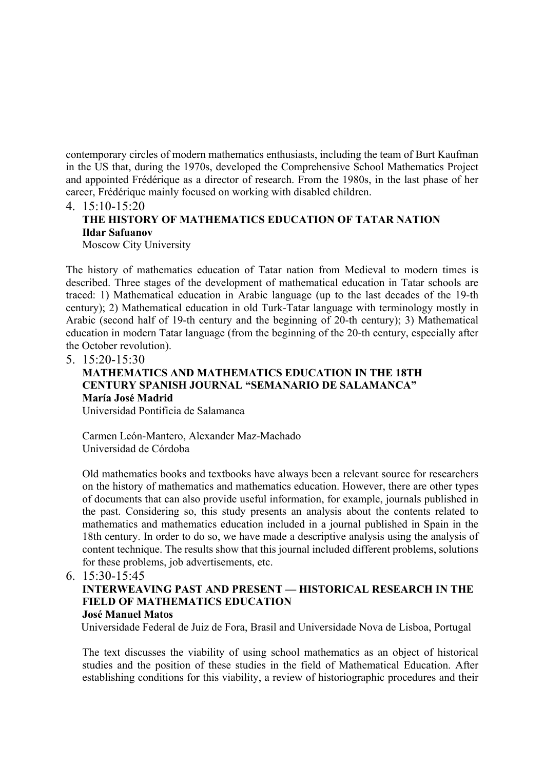contemporary circles of modern mathematics enthusiasts, including the team of Burt Kaufman in the US that, during the 1970s, developed the Comprehensive School Mathematics Project and appointed Frédérique as a director of research. From the 1980s, in the last phase of her career, Frédérique mainly focused on working with disabled children.

4. 15:10-15:20

   **THE HISTORY OF MATHEMATICS EDUCATION OF TATAR NATION**
   **Ildar Safuanov**
   Moscow City University

The history of mathematics education of Tatar nation from Medieval to modern times is described. Three stages of the development of mathematical education in Tatar schools are traced: 1) Mathematical education in Arabic language (up to the last decades of the 19-th century); 2) Mathematical education in old Turk-Tatar language with terminology mostly in Arabic (second half of 19-th century and the beginning of 20-th century); 3) Mathematical education in modern Tatar language (from the beginning of the 20-th century, especially after the October revolution).

5. 15:20-15:30

   **MATHEMATICS AND MATHEMATICS EDUCATION IN THE 18TH CENTURY SPANISH JOURNAL "SEMANARIO DE SALAMANCA"**
   **María José Madrid**
   Universidad Pontificia de Salamanca

   Carmen León-Mantero, Alexander Maz-Machado
   Universidad de Córdoba

   Old mathematics books and textbooks have always been a relevant source for researchers on the history of mathematics and mathematics education. However, there are other types of documents that can also provide useful information, for example, journals published in the past. Considering so, this study presents an analysis about the contents related to mathematics and mathematics education included in a journal published in Spain in the 18th century. In order to do so, we have made a descriptive analysis using the analysis of content technique. The results show that this journal included different problems, solutions for these problems, job advertisements, etc.

6. 15:30-15:45

   **INTERWEAVING PAST AND PRESENT — HISTORICAL RESEARCH IN THE FIELD OF MATHEMATICS EDUCATION**
   **José Manuel Matos**
   Universidade Federal de Juiz de Fora, Brasil and Universidade Nova de Lisboa, Portugal

   The text discusses the viability of using school mathematics as an object of historical studies and the position of these studies in the field of Mathematical Education. After establishing conditions for this viability, a review of historiographic procedures and their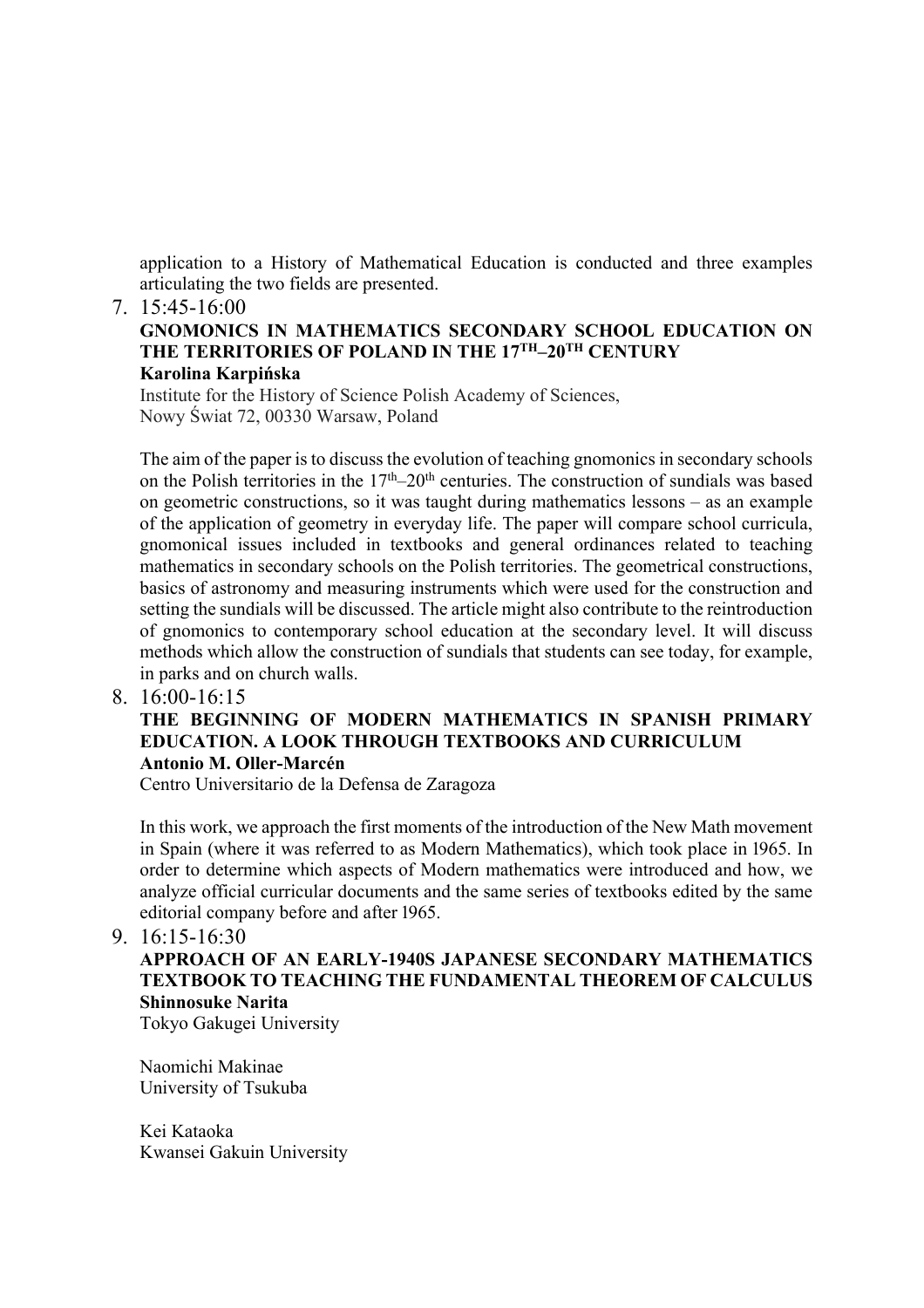application to a History of Mathematical Education is conducted and three examples articulating the two fields are presented.

7. 15:45-16:00

**GNOMONICS IN MATHEMATICS SECONDARY SCHOOL EDUCATION ON THE TERRITORIES OF POLAND IN THE 17TH–20TH CENTURY**
**Karolina Karpińska**
Institute for the History of Science Polish Academy of Sciences,
Nowy Świat 72, 00330 Warsaw, Poland

The aim of the paper is to discuss the evolution of teaching gnomonics in secondary schools on the Polish territories in the 17th–20th centuries. The construction of sundials was based on geometric constructions, so it was taught during mathematics lessons – as an example of the application of geometry in everyday life. The paper will compare school curricula, gnomonical issues included in textbooks and general ordinances related to teaching mathematics in secondary schools on the Polish territories. The geometrical constructions, basics of astronomy and measuring instruments which were used for the construction and setting the sundials will be discussed. The article might also contribute to the reintroduction of gnomonics to contemporary school education at the secondary level. It will discuss methods which allow the construction of sundials that students can see today, for example, in parks and on church walls.

8. 16:00-16:15

**THE BEGINNING OF MODERN MATHEMATICS IN SPANISH PRIMARY EDUCATION. A LOOK THROUGH TEXTBOOKS AND CURRICULUM**
**Antonio M. Oller-Marcén**
Centro Universitario de la Defensa de Zaragoza

In this work, we approach the first moments of the introduction of the New Math movement in Spain (where it was referred to as Modern Mathematics), which took place in 1965. In order to determine which aspects of Modern mathematics were introduced and how, we analyze official curricular documents and the same series of textbooks edited by the same editorial company before and after 1965.

9. 16:15-16:30

**APPROACH OF AN EARLY-1940S JAPANESE SECONDARY MATHEMATICS TEXTBOOK TO TEACHING THE FUNDAMENTAL THEOREM OF CALCULUS**
**Shinnosuke Narita**
Tokyo Gakugei University

Naomichi Makinae
University of Tsukuba

Kei Kataoka
Kwansei Gakuin University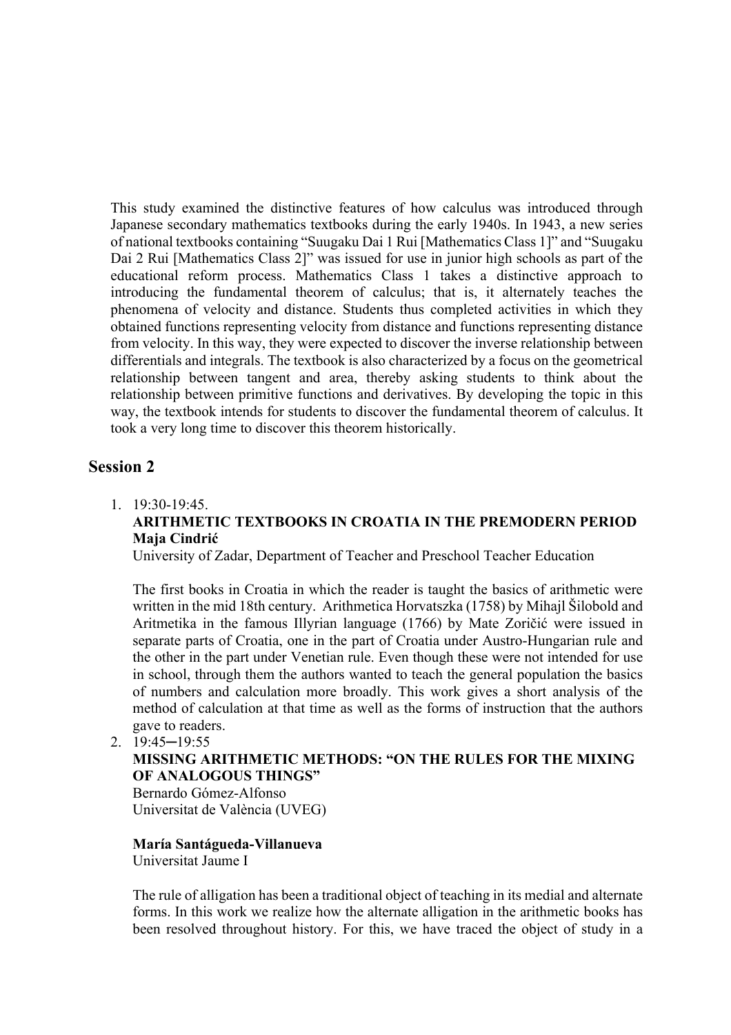This study examined the distinctive features of how calculus was introduced through Japanese secondary mathematics textbooks during the early 1940s. In 1943, a new series of national textbooks containing "Suugaku Dai 1 Rui [Mathematics Class 1]" and "Suugaku Dai 2 Rui [Mathematics Class 2]" was issued for use in junior high schools as part of the educational reform process. Mathematics Class 1 takes a distinctive approach to introducing the fundamental theorem of calculus; that is, it alternately teaches the phenomena of velocity and distance. Students thus completed activities in which they obtained functions representing velocity from distance and functions representing distance from velocity. In this way, they were expected to discover the inverse relationship between differentials and integrals. The textbook is also characterized by a focus on the geometrical relationship between tangent and area, thereby asking students to think about the relationship between primitive functions and derivatives. By developing the topic in this way, the textbook intends for students to discover the fundamental theorem of calculus. It took a very long time to discover this theorem historically.

## Session 2

1. 19:30-19:45.

   **ARITHMETIC TEXTBOOKS IN CROATIA IN THE PREMODERN PERIOD**
   **Maja Cindrić**
   University of Zadar, Department of Teacher and Preschool Teacher Education

   The first books in Croatia in which the reader is taught the basics of arithmetic were written in the mid 18th century. Arithmetica Horvatszka (1758) by Mihajl Šilobold and Aritmetika in the famous Illyrian language (1766) by Mate Zoričić were issued in separate parts of Croatia, one in the part of Croatia under Austro-Hungarian rule and the other in the part under Venetian rule. Even though these were not intended for use in school, through them the authors wanted to teach the general population the basics of numbers and calculation more broadly. This work gives a short analysis of the method of calculation at that time as well as the forms of instruction that the authors gave to readers.

2. 19:45─19:55

   **MISSING ARITHMETIC METHODS: "ON THE RULES FOR THE MIXING OF ANALOGOUS THINGS"**
   Bernardo Gómez-Alfonso
   Universitat de València (UVEG)

   **María Santágueda-Villanueva**
   Universitat Jaume I

   The rule of alligation has been a traditional object of teaching in its medial and alternate forms. In this work we realize how the alternate alligation in the arithmetic books has been resolved throughout history. For this, we have traced the object of study in a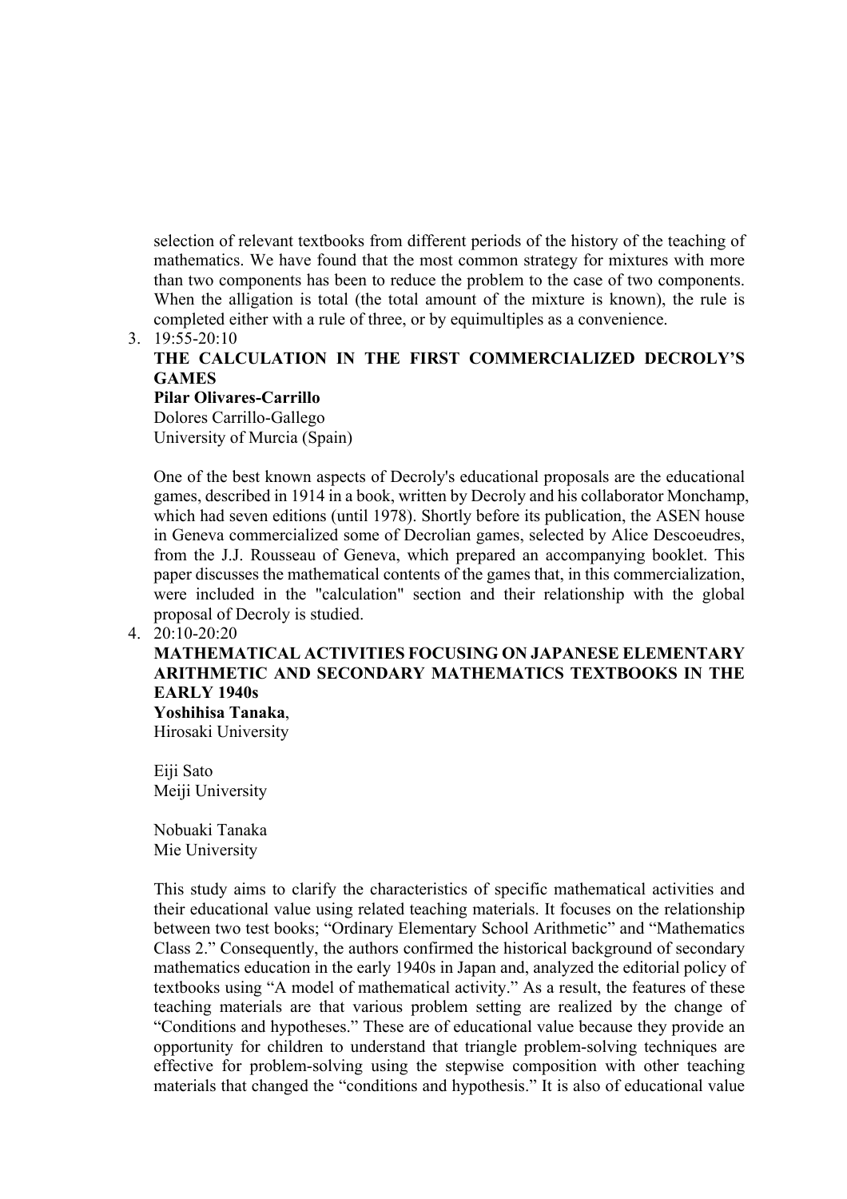selection of relevant textbooks from different periods of the history of the teaching of mathematics. We have found that the most common strategy for mixtures with more than two components has been to reduce the problem to the case of two components. When the alligation is total (the total amount of the mixture is known), the rule is completed either with a rule of three, or by equimultiples as a convenience.

3. 19:55-20:10

   **THE CALCULATION IN THE FIRST COMMERCIALIZED DECROLY'S GAMES**

   **Pilar Olivares-Carrillo**
   Dolores Carrillo-Gallego
   University of Murcia (Spain)

   One of the best known aspects of Decroly's educational proposals are the educational games, described in 1914 in a book, written by Decroly and his collaborator Monchamp, which had seven editions (until 1978). Shortly before its publication, the ASEN house in Geneva commercialized some of Decrolian games, selected by Alice Descoeudres, from the J.J. Rousseau of Geneva, which prepared an accompanying booklet. This paper discusses the mathematical contents of the games that, in this commercialization, were included in the "calculation" section and their relationship with the global proposal of Decroly is studied.

4. 20:10-20:20

   **MATHEMATICAL ACTIVITIES FOCUSING ON JAPANESE ELEMENTARY ARITHMETIC AND SECONDARY MATHEMATICS TEXTBOOKS IN THE EARLY 1940s**

   **Yoshihisa Tanaka**,
   Hirosaki University

   Eiji Sato
   Meiji University

   Nobuaki Tanaka
   Mie University

   This study aims to clarify the characteristics of specific mathematical activities and their educational value using related teaching materials. It focuses on the relationship between two test books; "Ordinary Elementary School Arithmetic" and "Mathematics Class 2." Consequently, the authors confirmed the historical background of secondary mathematics education in the early 1940s in Japan and, analyzed the editorial policy of textbooks using "A model of mathematical activity." As a result, the features of these teaching materials are that various problem setting are realized by the change of "Conditions and hypotheses." These are of educational value because they provide an opportunity for children to understand that triangle problem-solving techniques are effective for problem-solving using the stepwise composition with other teaching materials that changed the "conditions and hypothesis." It is also of educational value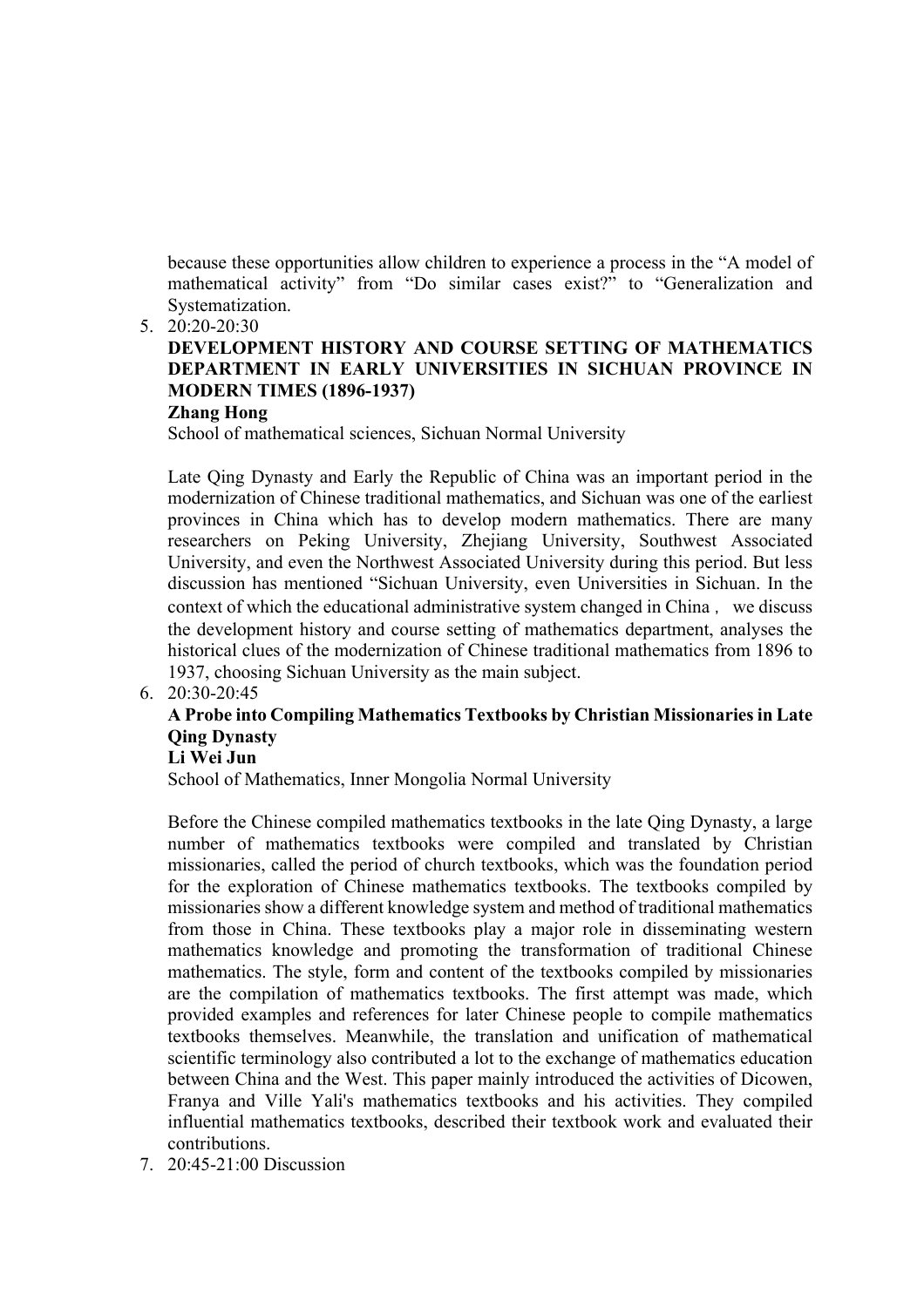because these opportunities allow children to experience a process in the "A model of mathematical activity" from "Do similar cases exist?" to "Generalization and Systematization.

5. 20:20-20:30

   **DEVELOPMENT HISTORY AND COURSE SETTING OF MATHEMATICS DEPARTMENT IN EARLY UNIVERSITIES IN SICHUAN PROVINCE IN MODERN TIMES (1896-1937)**

   **Zhang Hong**

   School of mathematical sciences, Sichuan Normal University

   Late Qing Dynasty and Early the Republic of China was an important period in the modernization of Chinese traditional mathematics, and Sichuan was one of the earliest provinces in China which has to develop modern mathematics. There are many researchers on Peking University, Zhejiang University, Southwest Associated University, and even the Northwest Associated University during this period. But less discussion has mentioned "Sichuan University, even Universities in Sichuan. In the context of which the educational administrative system changed in China， we discuss the development history and course setting of mathematics department, analyses the historical clues of the modernization of Chinese traditional mathematics from 1896 to 1937, choosing Sichuan University as the main subject.

6. 20:30-20:45

   **A Probe into Compiling Mathematics Textbooks by Christian Missionaries in Late Qing Dynasty**

   **Li Wei Jun**

   School of Mathematics, Inner Mongolia Normal University

   Before the Chinese compiled mathematics textbooks in the late Qing Dynasty, a large number of mathematics textbooks were compiled and translated by Christian missionaries, called the period of church textbooks, which was the foundation period for the exploration of Chinese mathematics textbooks. The textbooks compiled by missionaries show a different knowledge system and method of traditional mathematics from those in China. These textbooks play a major role in disseminating western mathematics knowledge and promoting the transformation of traditional Chinese mathematics. The style, form and content of the textbooks compiled by missionaries are the compilation of mathematics textbooks. The first attempt was made, which provided examples and references for later Chinese people to compile mathematics textbooks themselves. Meanwhile, the translation and unification of mathematical scientific terminology also contributed a lot to the exchange of mathematics education between China and the West. This paper mainly introduced the activities of Dicowen, Franya and Ville Yali's mathematics textbooks and his activities. They compiled influential mathematics textbooks, described their textbook work and evaluated their contributions.

7. 20:45-21:00 Discussion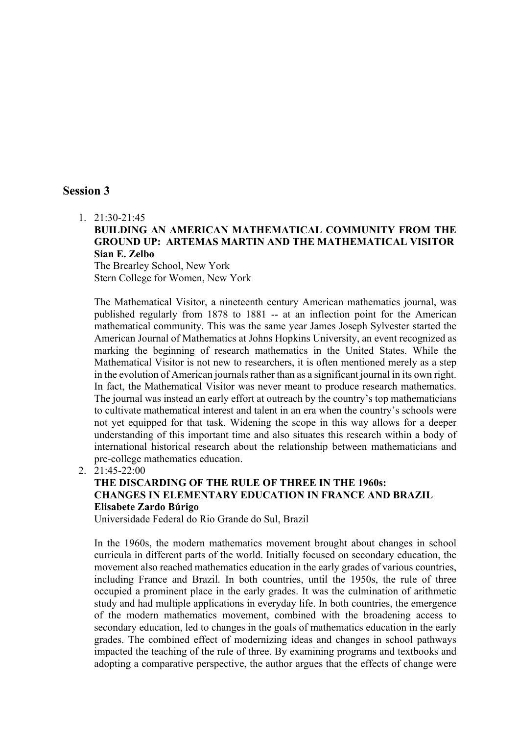## Session 3

1. 21:30-21:45

   **BUILDING AN AMERICAN MATHEMATICAL COMMUNITY FROM THE GROUND UP: ARTEMAS MARTIN AND THE MATHEMATICAL VISITOR**
   **Sian E. Zelbo**
   The Brearley School, New York
   Stern College for Women, New York

   The Mathematical Visitor, a nineteenth century American mathematics journal, was published regularly from 1878 to 1881 -- at an inflection point for the American mathematical community. This was the same year James Joseph Sylvester started the American Journal of Mathematics at Johns Hopkins University, an event recognized as marking the beginning of research mathematics in the United States. While the Mathematical Visitor is not new to researchers, it is often mentioned merely as a step in the evolution of American journals rather than as a significant journal in its own right. In fact, the Mathematical Visitor was never meant to produce research mathematics. The journal was instead an early effort at outreach by the country's top mathematicians to cultivate mathematical interest and talent in an era when the country's schools were not yet equipped for that task. Widening the scope in this way allows for a deeper understanding of this important time and also situates this research within a body of international historical research about the relationship between mathematicians and pre-college mathematics education.

2. 21:45-22:00

   **THE DISCARDING OF THE RULE OF THREE IN THE 1960s: CHANGES IN ELEMENTARY EDUCATION IN FRANCE AND BRAZIL**
   **Elisabete Zardo Búrigo**
   Universidade Federal do Rio Grande do Sul, Brazil

   In the 1960s, the modern mathematics movement brought about changes in school curricula in different parts of the world. Initially focused on secondary education, the movement also reached mathematics education in the early grades of various countries, including France and Brazil. In both countries, until the 1950s, the rule of three occupied a prominent place in the early grades. It was the culmination of arithmetic study and had multiple applications in everyday life. In both countries, the emergence of the modern mathematics movement, combined with the broadening access to secondary education, led to changes in the goals of mathematics education in the early grades. The combined effect of modernizing ideas and changes in school pathways impacted the teaching of the rule of three. By examining programs and textbooks and adopting a comparative perspective, the author argues that the effects of change were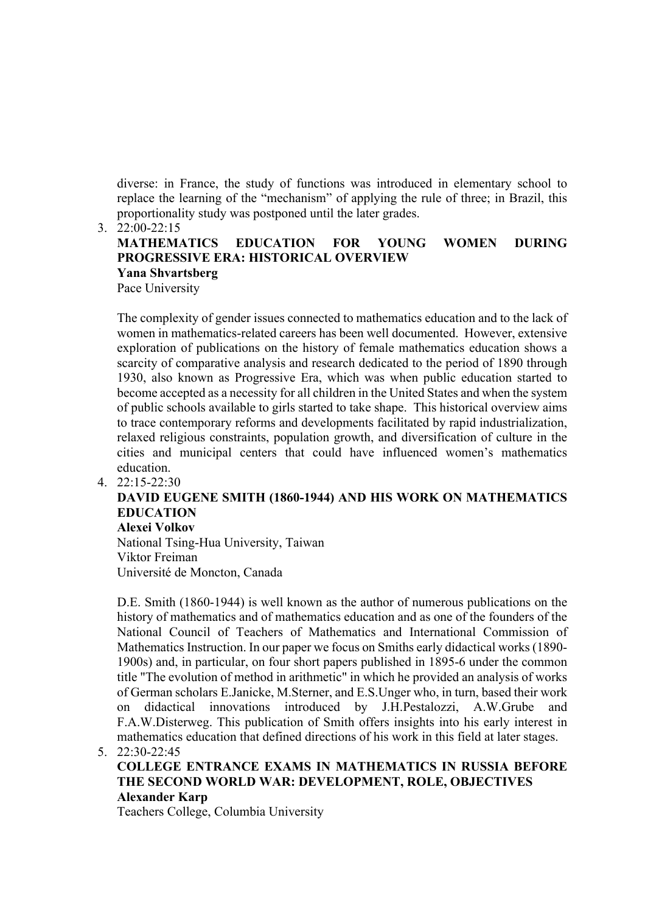diverse: in France, the study of functions was introduced in elementary school to replace the learning of the “mechanism” of applying the rule of three; in Brazil, this proportionality study was postponed until the later grades.

3. 22:00-22:15

**MATHEMATICS EDUCATION FOR YOUNG WOMEN DURING PROGRESSIVE ERA: HISTORICAL OVERVIEW**
**Yana Shvartsberg**
Pace University

The complexity of gender issues connected to mathematics education and to the lack of women in mathematics-related careers has been well documented. However, extensive exploration of publications on the history of female mathematics education shows a scarcity of comparative analysis and research dedicated to the period of 1890 through 1930, also known as Progressive Era, which was when public education started to become accepted as a necessity for all children in the United States and when the system of public schools available to girls started to take shape. This historical overview aims to trace contemporary reforms and developments facilitated by rapid industrialization, relaxed religious constraints, population growth, and diversification of culture in the cities and municipal centers that could have influenced women’s mathematics education.

4. 22:15-22:30

**DAVID EUGENE SMITH (1860-1944) AND HIS WORK ON MATHEMATICS EDUCATION**
**Alexei Volkov**
National Tsing-Hua University, Taiwan
Viktor Freiman
Université de Moncton, Canada

D.E. Smith (1860-1944) is well known as the author of numerous publications on the history of mathematics and of mathematics education and as one of the founders of the National Council of Teachers of Mathematics and International Commission of Mathematics Instruction. In our paper we focus on Smiths early didactical works (1890-1900s) and, in particular, on four short papers published in 1895-6 under the common title "The evolution of method in arithmetic" in which he provided an analysis of works of German scholars E.Janicke, M.Sterner, and E.S.Unger who, in turn, based their work on didactical innovations introduced by J.H.Pestalozzi, A.W.Grube and F.A.W.Disterweg. This publication of Smith offers insights into his early interest in mathematics education that defined directions of his work in this field at later stages.

5. 22:30-22:45

**COLLEGE ENTRANCE EXAMS IN MATHEMATICS IN RUSSIA BEFORE THE SECOND WORLD WAR: DEVELOPMENT, ROLE, OBJECTIVES**
**Alexander Karp**
Teachers College, Columbia University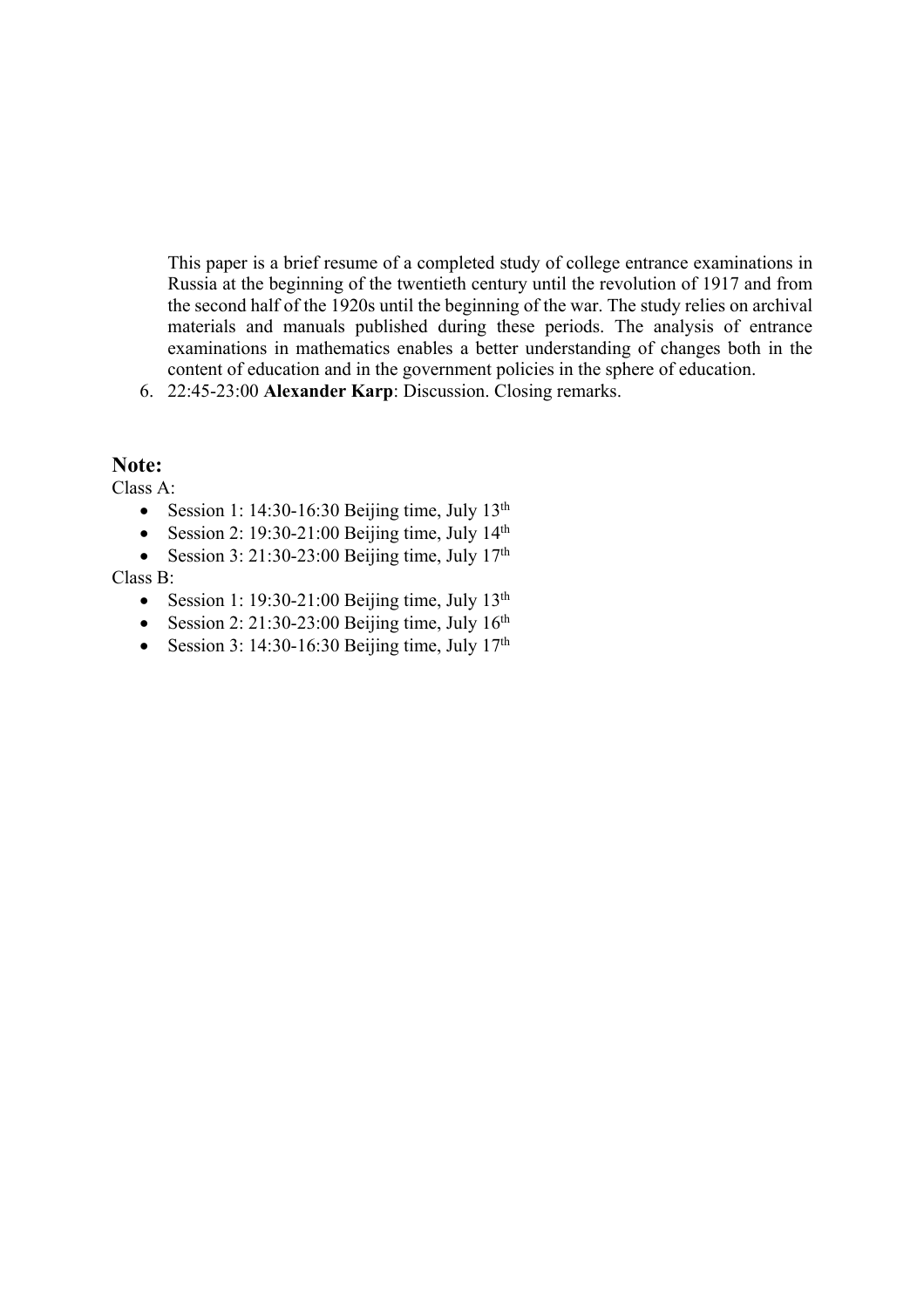This paper is a brief resume of a completed study of college entrance examinations in Russia at the beginning of the twentieth century until the revolution of 1917 and from the second half of the 1920s until the beginning of the war. The study relies on archival materials and manuals published during these periods. The analysis of entrance examinations in mathematics enables a better understanding of changes both in the content of education and in the government policies in the sphere of education.

6. 22:45-23:00 **Alexander Karp**: Discussion. Closing remarks.

## Note:

Class A:

- Session 1: 14:30-16:30 Beijing time, July 13th
- Session 2: 19:30-21:00 Beijing time, July 14th
- Session 3: 21:30-23:00 Beijing time, July 17th

Class B:

- Session 1: 19:30-21:00 Beijing time, July 13th
- Session 2: 21:30-23:00 Beijing time, July 16th
- Session 3: 14:30-16:30 Beijing time, July 17th